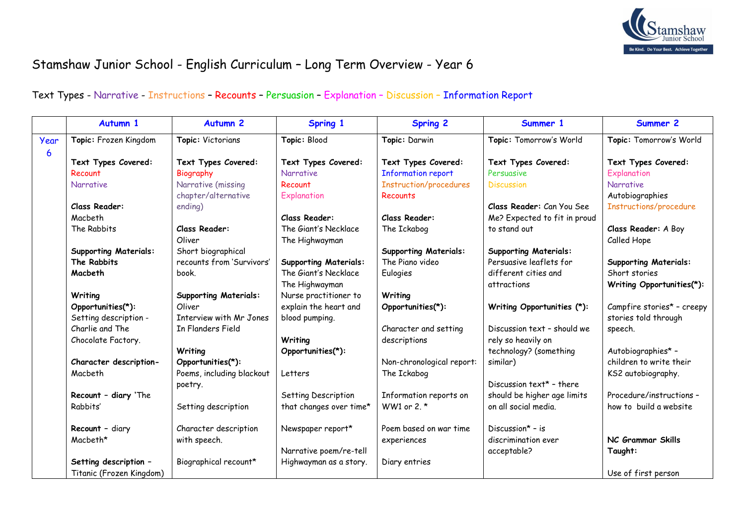# Stamshaw Junior School - English Curriculum – Long Term Overview - Year 6

Text Types - Narrative - Instructions – Recounts – Persuasion – Explanation – Discussion – Information Report

| | Autumn 1 | Autumn 2 | Spring 1 | Spring 2 | Summer 1 | Summer 2 |
|---|---|---|---|---|---|---|
| Year 6 | **Topic:** Frozen Kingdom<br><br>**Text Types Covered:**<br>Recount<br>Narrative<br><br>**Class Reader:**<br>Macbeth<br>The Rabbits<br><br>**Supporting Materials:**<br>**The Rabbits**<br>**Macbeth**<br><br>**Writing Opportunities(*):**<br>Setting description - Charlie and The Chocolate Factory.<br><br>**Character description-** Macbeth<br><br>**Recount – diary** 'The Rabbits'<br><br>**Recount** – diary Macbeth*<br><br>**Setting description –** Titanic (Frozen Kingdom) | **Topic:** Victorians<br><br>**Text Types Covered:**<br>Biography<br>Narrative (missing chapter/alternative ending)<br><br>**Class Reader:**<br>Oliver<br>Short biographical recounts from 'Survivors' book.<br><br>**Supporting Materials:**<br>Oliver<br>Interview with Mr Jones<br>In Flanders Field<br><br>**Writing Opportunities(*):**<br>Poems, including blackout poetry.<br><br>Setting description<br><br>Character description with speech.<br><br>Biographical recount* | **Topic:** Blood<br><br>**Text Types Covered:**<br>Narrative<br>Recount<br>Explanation<br><br>**Class Reader:**<br>The Giant's Necklace<br>The Highwayman<br><br>**Supporting Materials:**<br>The Giant's Necklace<br>The Highwayman<br>Nurse practitioner to explain the heart and blood pumping.<br><br>**Writing Opportunities(*):**<br><br>Letters<br><br>Setting Description that changes over time*<br><br>Newspaper report*<br><br>Narrative poem/re-tell Highwayman as a story. | **Topic:** Darwin<br><br>**Text Types Covered:**<br>Information report<br>Instruction/procedures<br>Recounts<br><br>**Class Reader:**<br>The Ickabog<br><br>**Supporting Materials:**<br>The Piano video<br>Eulogies<br><br>**Writing Opportunities(*):**<br><br>Character and setting descriptions<br><br>Non-chronological report: The Ickabog<br><br>Information reports on WW1 or 2. *<br><br>Poem based on war time experiences<br><br>Diary entries | **Topic:** Tomorrow's World<br><br>**Text Types Covered:**<br>Persuasive<br>Discussion<br><br>**Class Reader:** Can You See Me? Expected to fit in proud to stand out<br><br>**Supporting Materials:**<br>Persuasive leaflets for different cities and attractions<br><br>**Writing Opportunities (*):**<br><br>Discussion text – should we rely so heavily on technology? (something similar)<br><br>Discussion text* – there should be higher age limits on all social media.<br><br>Discussion* – is discrimination ever acceptable? | **Topic:** Tomorrow's World<br><br>**Text Types Covered:**<br>Explanation<br>Narrative<br>Autobiographies<br>Instructions/procedure<br><br>**Class Reader:** A Boy Called Hope<br><br>**Supporting Materials:**<br>Short stories<br>**Writing Opportunities(*):**<br><br>Campfire stories* – creepy stories told through speech.<br><br>Autobiographies* – children to write their KS2 autobiography.<br><br>Procedure/instructions – how to build a website<br><br>**NC Grammar Skills Taught:**<br><br>Use of first person |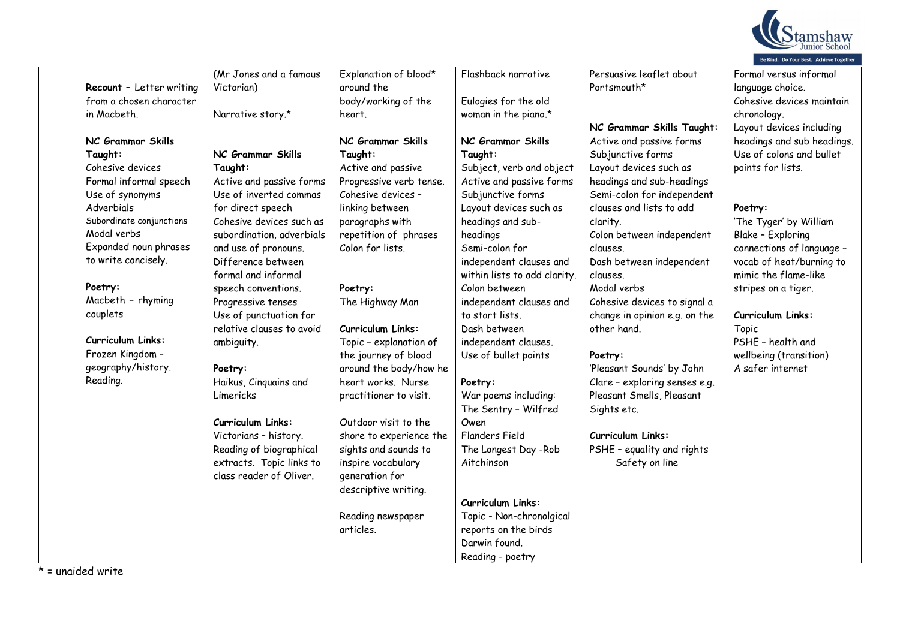| | | | | | | |
|---|---|---|---|---|---|---|
| | **Recount** – Letter writing from a chosen character in Macbeth.<br><br>**NC Grammar Skills Taught:**<br>Cohesive devices<br>Formal informal speech<br>Use of synonyms<br>Adverbials<br>Subordinate conjunctions<br>Modal verbs<br>Expanded noun phrases to write concisely.<br><br>**Poetry:**<br>Macbeth – rhyming couplets<br><br>**Curriculum Links:**<br>Frozen Kingdom – geography/history.<br>Reading. | (Mr Jones and a famous Victorian)<br><br>Narrative story.*<br><br>**NC Grammar Skills Taught:**<br>Active and passive forms<br>Use of inverted commas for direct speech<br>Cohesive devices such as subordination, adverbials and use of pronouns.<br>Difference between formal and informal speech conventions.<br>Progressive tenses<br>Use of punctuation for relative clauses to avoid ambiguity.<br><br>**Poetry:**<br>Haikus, Cinquains and Limericks<br><br>**Curriculum Links:**<br>Victorians – history.<br>Reading of biographical extracts. Topic links to class reader of Oliver. | Explanation of blood* around the body/working of the heart.<br><br>**NC Grammar Skills Taught:**<br>Active and passive<br>Progressive verb tense.<br>Cohesive devices – linking between paragraphs with repetition of phrases<br>Colon for lists.<br><br>**Poetry:**<br>The Highway Man<br><br>**Curriculum Links:**<br>Topic – explanation of the journey of blood around the body/how he heart works. Nurse practitioner to visit.<br><br>Outdoor visit to the shore to experience the sights and sounds to inspire vocabulary generation for descriptive writing.<br><br>Reading newspaper articles. | Flashback narrative<br><br>Eulogies for the old woman in the piano.*<br><br>**NC Grammar Skills Taught:**<br>Subject, verb and object<br>Active and passive forms<br>Subjunctive forms<br>Layout devices such as headings and sub-headings<br>Semi-colon for independent clauses and within lists to add clarity.<br>Colon between independent clauses and to start lists.<br>Dash between independent clauses.<br>Use of bullet points<br><br>**Poetry:**<br>War poems including:<br>The Sentry – Wilfred Owen<br>Flanders Field<br>The Longest Day -Rob Aitchinson<br><br>**Curriculum Links:**<br>Topic - Non-chronolgical reports on the birds Darwin found.<br>Reading - poetry | Persuasive leaflet about Portsmouth*<br><br>**NC Grammar Skills Taught:**<br>Active and passive forms<br>Subjunctive forms<br>Layout devices such as headings and sub-headings<br>Semi-colon for independent clauses and lists to add clarity.<br>Colon between independent clauses.<br>Dash between independent clauses.<br>Modal verbs<br>Cohesive devices to signal a change in opinion e.g. on the other hand.<br><br>**Poetry:**<br>'Pleasant Sounds' by John Clare – exploring senses e.g. Pleasant Smells, Pleasant Sights etc.<br><br>**Curriculum Links:**<br>PSHE – equality and rights<br>Safety on line | Formal versus informal language choice.<br>Cohesive devices maintain chronology.<br>Layout devices including headings and sub headings.<br>Use of colons and bullet points for lists.<br><br>**Poetry:**<br>'The Tyger' by William Blake – Exploring connections of language – vocab of heat/burning to mimic the flame-like stripes on a tiger.<br><br>**Curriculum Links:**<br>Topic<br>PSHE – health and wellbeing (transition)<br>A safer internet |

* = unaided write